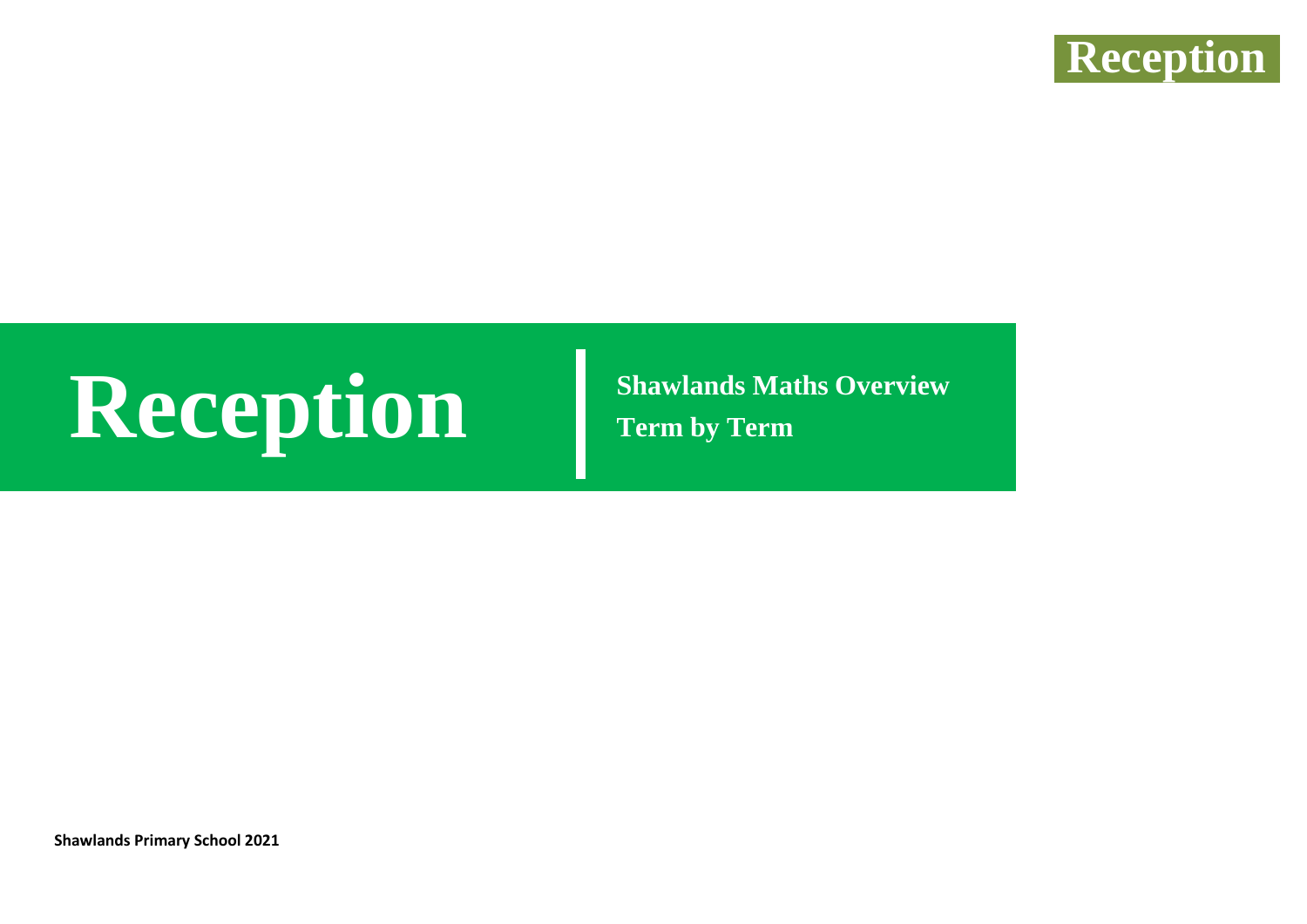# Reception

## Shawlands Maths Overview
## Term by Term

**Shawlands Primary School 2021**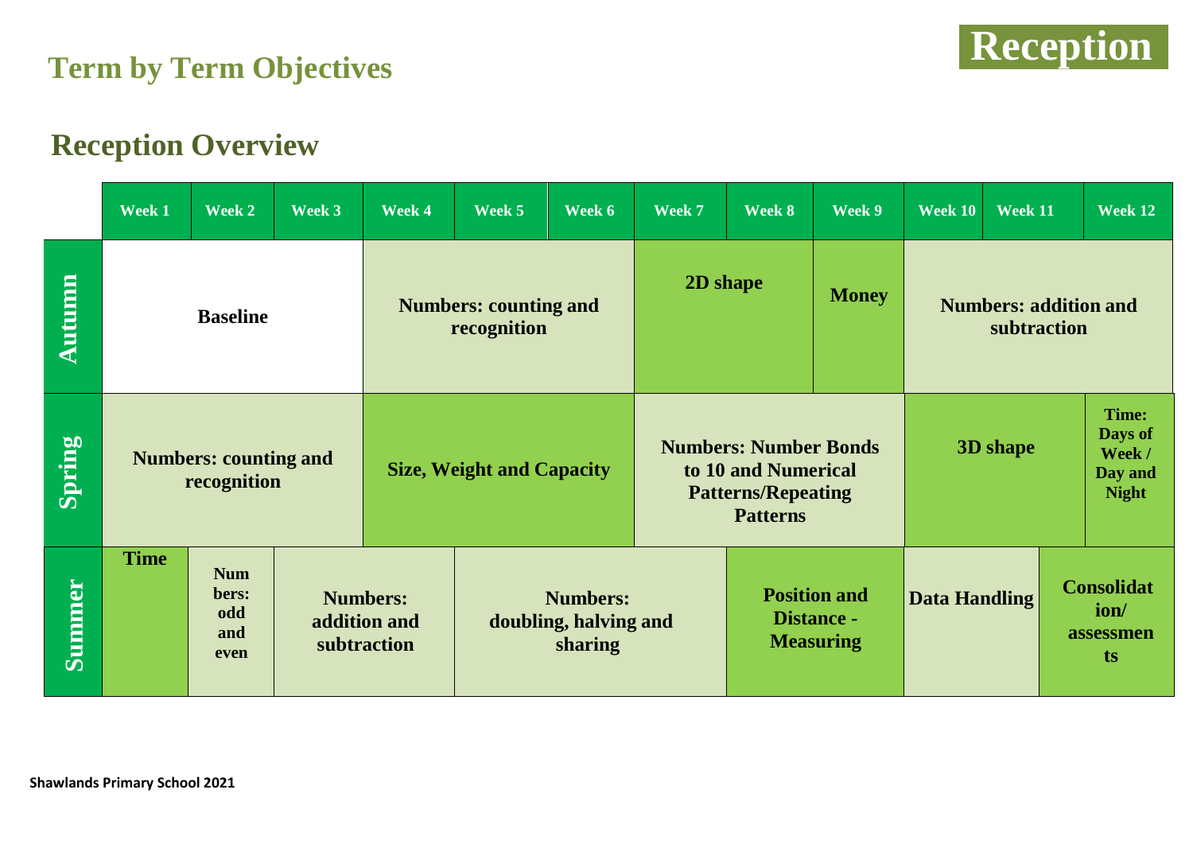# Term by Term Objectives

**Reception**

## Reception Overview

| | Week 1 | Week 2 | Week 3 | Week 4 | Week 5 | Week 6 | Week 7 | Week 8 | Week 9 | Week 10 | Week 11 | Week 12 |
|---|---|---|---|---|---|---|---|---|---|---|---|---|
| **Autumn** | **Baseline** | | | **Numbers: counting and recognition** | | | **2D shape** | | **Money** | **Numbers: addition and subtraction** | | |
| **Spring** | **Numbers: counting and recognition** | | | **Size, Weight and Capacity** | | | **Numbers: Number Bonds to 10 and Numerical Patterns/Repeating Patterns** | | | **3D shape** | | **Time: Days of Week / Day and Night** |
| **Summer** | **Time** | **Numbers: odd and even** | **Numbers: addition and subtraction** | | **Numbers: doubling, halving and sharing** | | | **Position and Distance - Measuring** | | **Data Handling** | | **Consolidation/ assessments** |

**Shawlands Primary School 2021**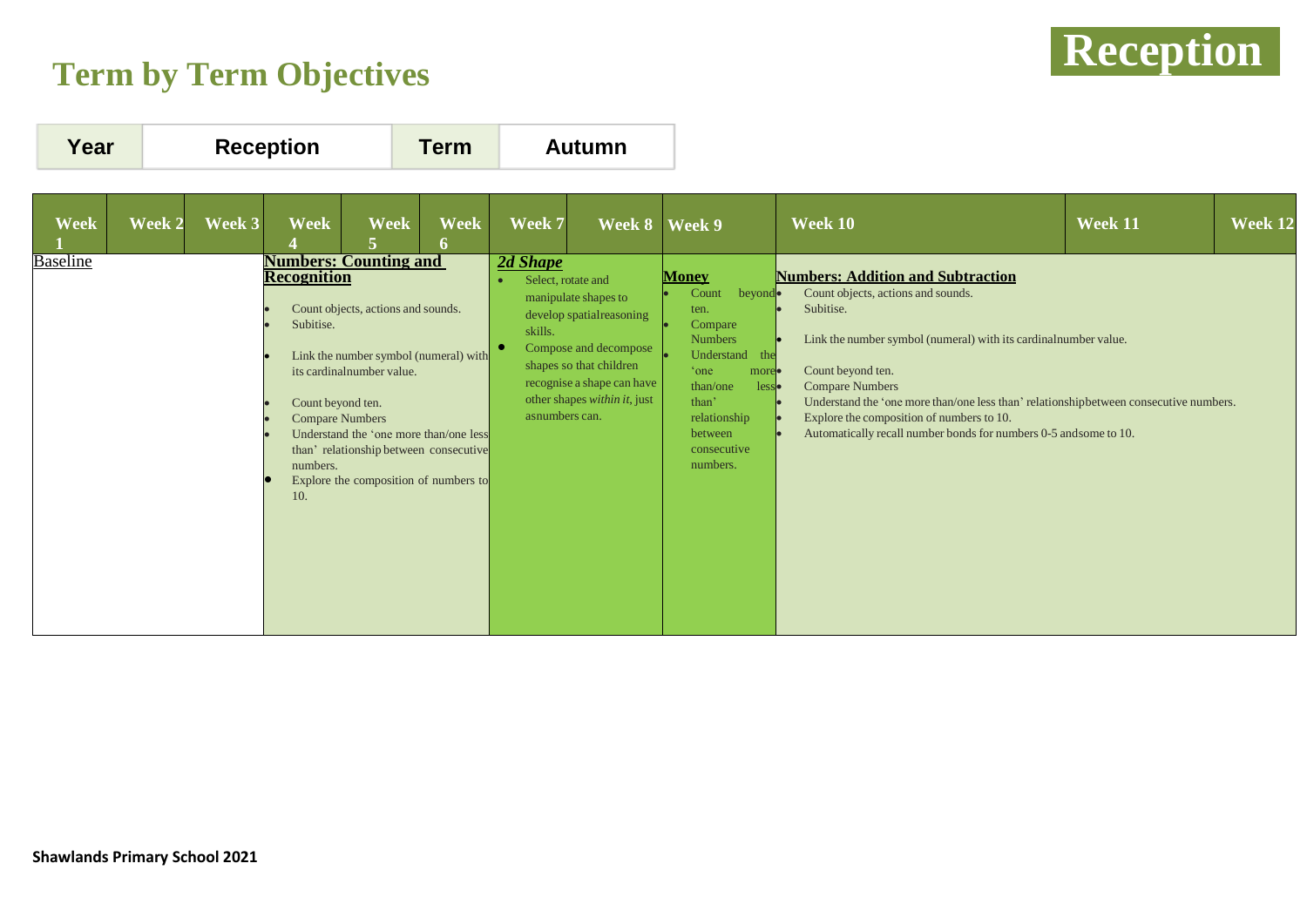# Term by Term Objectives

**Reception**

| Year | Reception | Term | Autumn |
|---|---|---|---|

| Week 1 | Week 2 | Week 3 | Week 4 | Week 5 | Week 6 | Week 7 | Week 8 | Week 9 | Week 10 | Week 11 | Week 12 |
|---|---|---|---|---|---|---|---|---|---|---|---|
| Baseline | | | **Numbers: Counting and Recognition**<br>• Count objects, actions and sounds.<br>• Subitise.<br>• Link the number symbol (numeral) with its cardinalnumber value.<br>• Count beyond ten.<br>• Compare Numbers<br>• Understand the 'one more than/one less than' relationship between consecutive numbers.<br>• Explore the composition of numbers to 10. | | | ***2d Shape***<br>• Select, rotate and manipulate shapes to develop spatialreasoning skills.<br>• Compose and decompose shapes so that children recognise a shape can have other shapes *within it*, just asnumbers can. | | **Money**<br>• Count beyond ten.<br>• Compare Numbers<br>• Understand the 'one more than/one less than' relationship between consecutive numbers. | **Numbers: Addition and Subtraction**<br>• Count objects, actions and sounds.<br>• Subitise.<br>• Link the number symbol (numeral) with its cardinalnumber value.<br>• Count beyond ten.<br>• Compare Numbers<br>• Understand the 'one more than/one less than' relationshipbetween consecutive numbers.<br>• Explore the composition of numbers to 10.<br>• Automatically recall number bonds for numbers 0-5 andsome to 10. | | |

**Shawlands Primary School 2021**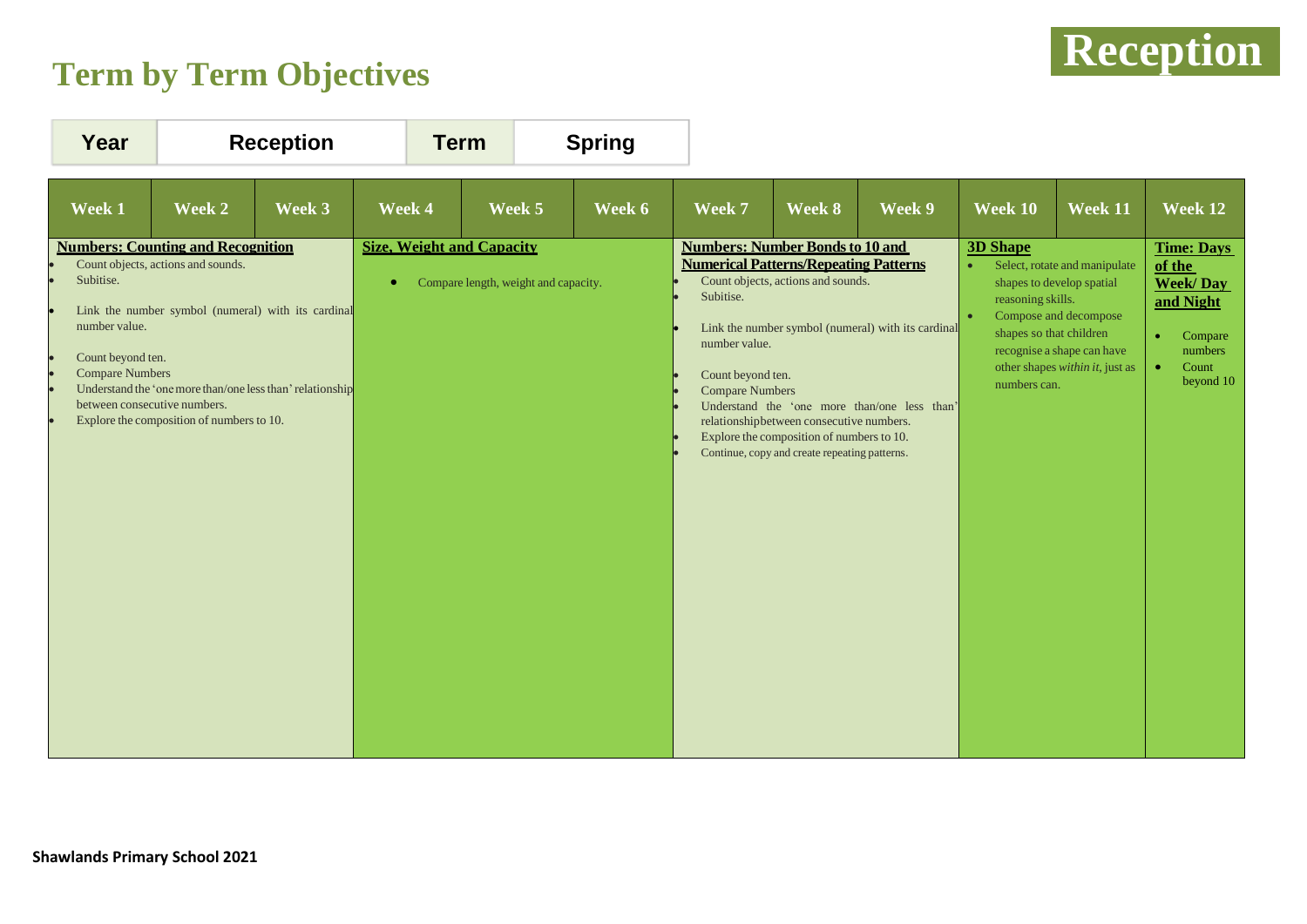# Term by Term Objectives

**Reception**

| Year | Reception | Term | Spring |
|---|---|---|---|

| Week 1 | Week 2 | Week 3 | Week 4 | Week 5 | Week 6 | Week 7 | Week 8 | Week 9 | Week 10 | Week 11 | Week 12 |
|---|---|---|---|---|---|---|---|---|---|---|---|
| **Numbers: Counting and Recognition**<br>• Count objects, actions and sounds.<br>• Subitise.<br>• Link the number symbol (numeral) with its cardinal number value.<br>• Count beyond ten.<br>• Compare Numbers<br>• Understand the 'one more than/one less than' relationship between consecutive numbers.<br>• Explore the composition of numbers to 10. | | | **Size, Weight and Capacity**<br>• Compare length, weight and capacity. | | | **Numbers: Number Bonds to 10 and Numerical Patterns/Repeating Patterns**<br>• Count objects, actions and sounds.<br>• Subitise.<br>• Link the number symbol (numeral) with its cardinal number value.<br>• Count beyond ten.<br>• Compare Numbers<br>• Understand the 'one more than/one less than' relationshipbetween consecutive numbers.<br>• Explore the composition of numbers to 10.<br>• Continue, copy and create repeating patterns. | | | **3D Shape**<br>• Select, rotate and manipulate shapes to develop spatial reasoning skills.<br>• Compose and decompose shapes so that children recognise a shape can have other shapes *within it*, just as numbers can. | | **Time: Days of the Week/ Day and Night**<br>• Compare numbers<br>• Count beyond 10 |

**Shawlands Primary School 2021**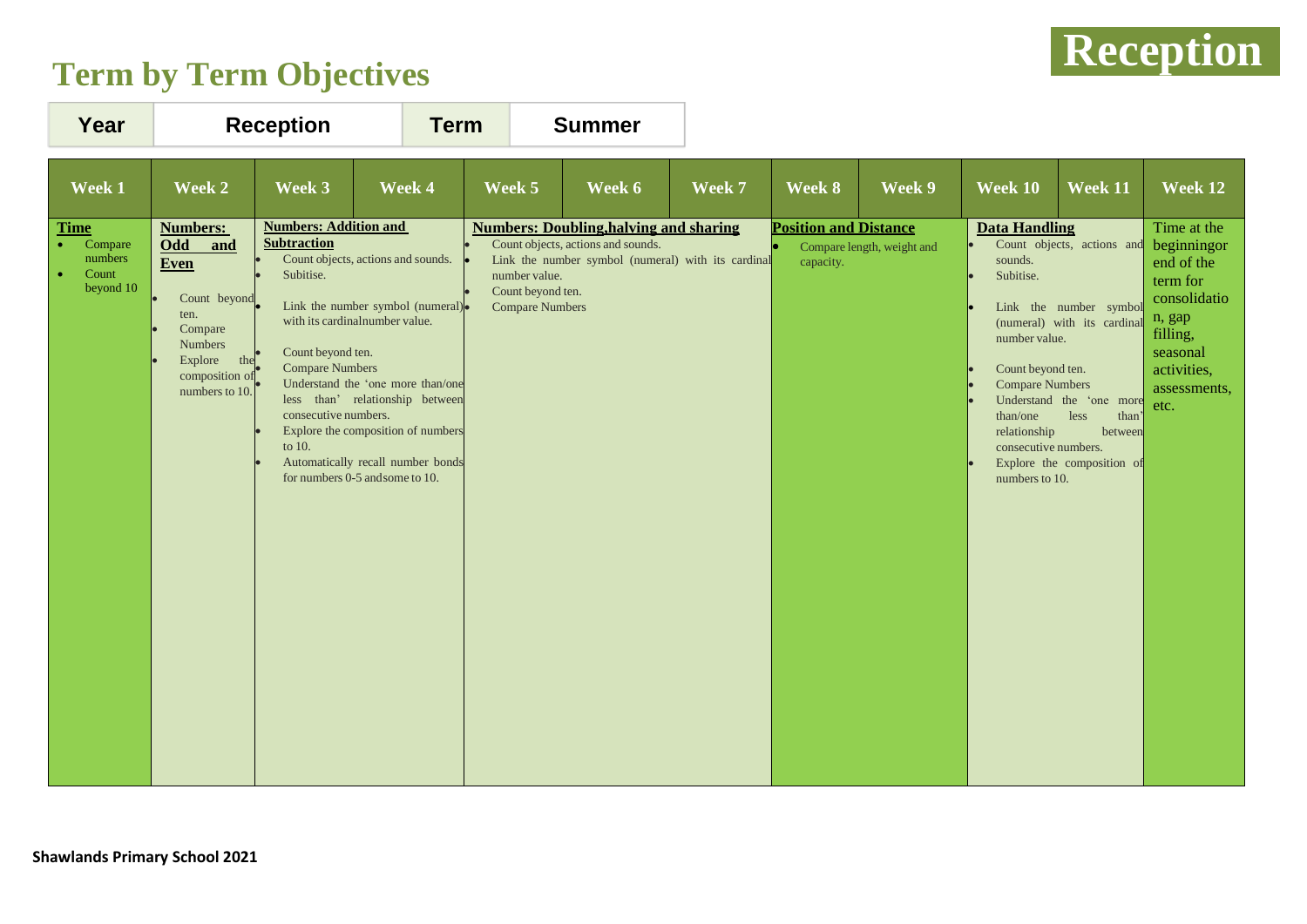# Reception

## Term by Term Objectives

| Year | Reception | Term | Summer |
|---|---|---|---|

| Week 1 | Week 2 | Week 3 | Week 4 | Week 5 | Week 6 | Week 7 | Week 8 | Week 9 | Week 10 | Week 11 | Week 12 |
|---|---|---|---|---|---|---|---|---|---|---|---|
| **Time**<br>• Compare numbers<br>• Count beyond 10 | **Numbers: Odd and Even**<br>• Count beyond ten.<br>• Compare Numbers<br>• Explore the composition of numbers to 10. | **Numbers: Addition and Subtraction**<br>• Count objects, actions and sounds.<br>• Subitise.<br>• Link the number symbol (numeral) with its cardinal number value.<br>• Count beyond ten.<br>• Compare Numbers<br>• Understand the 'one more than/one less than' relationship between consecutive numbers.<br>• Explore the composition of numbers to 10.<br>• Automatically recall number bonds for numbers 0-5 and some to 10. | | **Numbers: Doubling,halving and sharing**<br>• Count objects, actions and sounds.<br>• Link the number symbol (numeral) with its cardinal number value.<br>• Count beyond ten.<br>• Compare Numbers | | | **Position and Distance**<br>• Compare length, weight and capacity. | | **Data Handling**<br>• Count objects, actions and sounds.<br>• Subitise.<br>• Link the number symbol (numeral) with its cardinal number value.<br>• Count beyond ten.<br>• Compare Numbers<br>• Understand the 'one more than/one less than' relationship between consecutive numbers.<br>• Explore the composition of numbers to 10. | | Time at the beginning or end of the term for consolidation, gap filling, seasonal activities, assessments, etc. |

**Shawlands Primary School 2021**